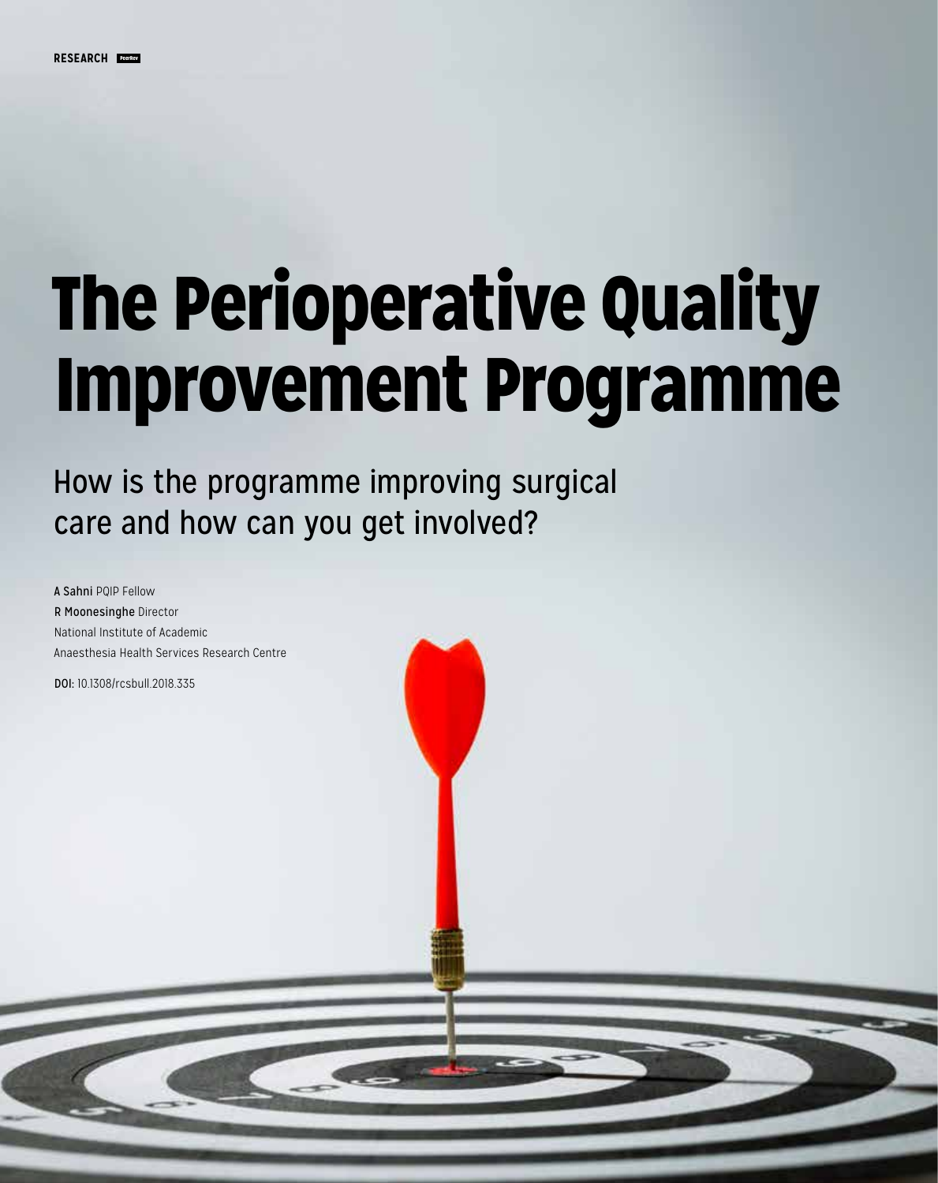RESEARCH PeerRev

# The Perioperative Quality Improvement Programme

## How is the programme improving surgical care and how can you get involved?

**A Sahni** PQIP Fellow
**R Moonesinghe** Director
National Institute of Academic
Anaesthesia Health Services Research Centre

**DOI:** 10.1308/rcsbull.2018.335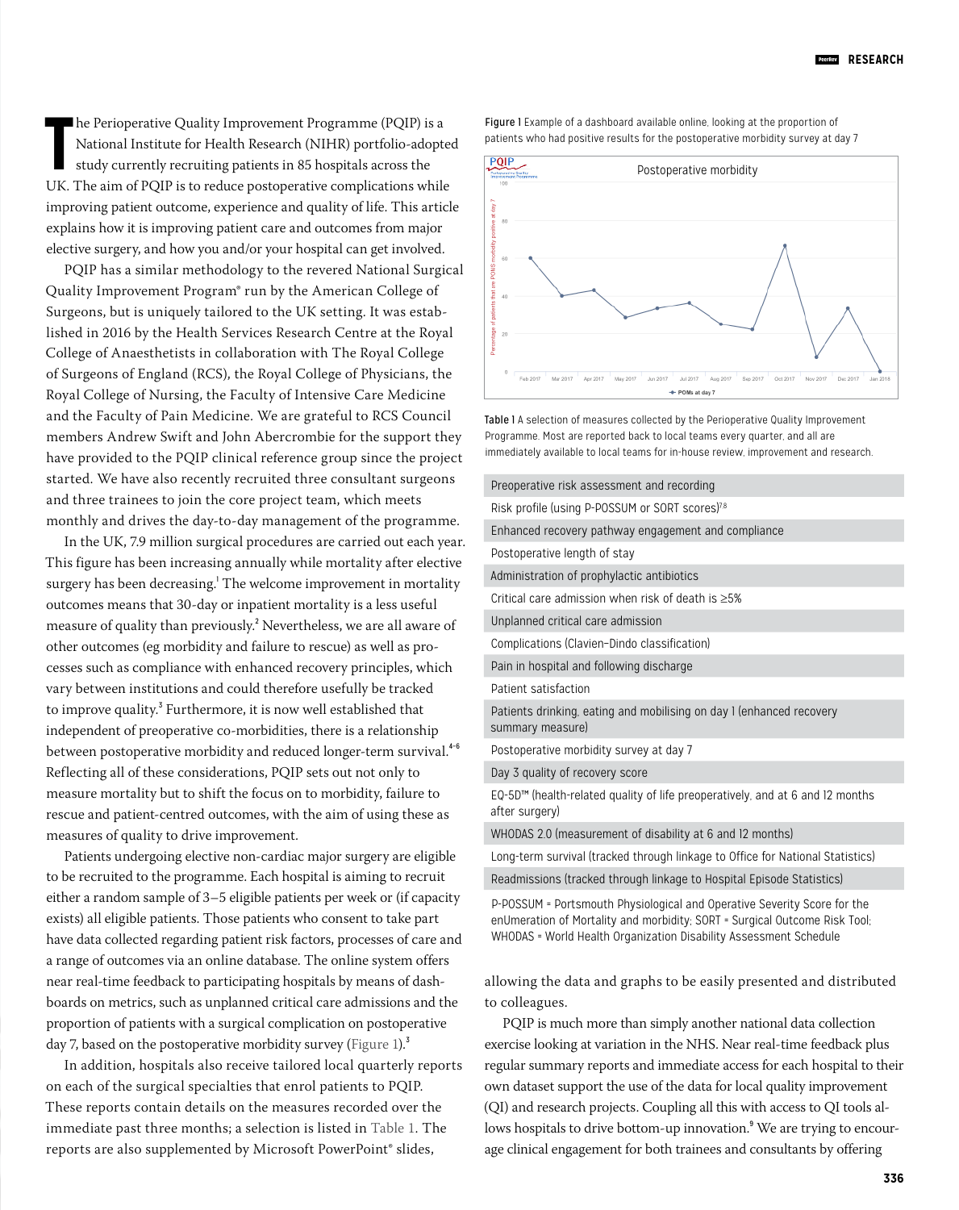The Perioperative Quality Improvement Programme (PQIP) is a National Institute for Health Research (NIHR) portfolio-adopted study currently recruiting patients in 85 hospitals across the UK. The aim of PQIP is to reduce postoperative complications while improving patient outcome, experience and quality of life. This article explains how it is improving patient care and outcomes from major elective surgery, and how you and/or your hospital can get involved.

PQIP has a similar methodology to the revered National Surgical Quality Improvement Program® run by the American College of Surgeons, but is uniquely tailored to the UK setting. It was established in 2016 by the Health Services Research Centre at the Royal College of Anaesthetists in collaboration with The Royal College of Surgeons of England (RCS), the Royal College of Physicians, the Royal College of Nursing, the Faculty of Intensive Care Medicine and the Faculty of Pain Medicine. We are grateful to RCS Council members Andrew Swift and John Abercrombie for the support they have provided to the PQIP clinical reference group since the project started. We have also recently recruited three consultant surgeons and three trainees to join the core project team, which meets monthly and drives the day-to-day management of the programme.

In the UK, 7.9 million surgical procedures are carried out each year. This figure has been increasing annually while mortality after elective surgery has been decreasing.[1] The welcome improvement in mortality outcomes means that 30-day or inpatient mortality is a less useful measure of quality than previously.[2] Nevertheless, we are all aware of other outcomes (eg morbidity and failure to rescue) as well as processes such as compliance with enhanced recovery principles, which vary between institutions and could therefore usefully be tracked to improve quality.[3] Furthermore, it is now well established that independent of preoperative co-morbidities, there is a relationship between postoperative morbidity and reduced longer-term survival.[4–6] Reflecting all of these considerations, PQIP sets out not only to measure mortality but to shift the focus on to morbidity, failure to rescue and patient-centred outcomes, with the aim of using these as measures of quality to drive improvement.

Patients undergoing elective non-cardiac major surgery are eligible to be recruited to the programme. Each hospital is aiming to recruit either a random sample of 3–5 eligible patients per week or (if capacity exists) all eligible patients. Those patients who consent to take part have data collected regarding patient risk factors, processes of care and a range of outcomes via an online database. The online system offers near real-time feedback to participating hospitals by means of dashboards on metrics, such as unplanned critical care admissions and the proportion of patients with a surgical complication on postoperative day 7, based on the postoperative morbidity survey (Figure 1).[3]

In addition, hospitals also receive tailored local quarterly reports on each of the surgical specialties that enrol patients to PQIP. These reports contain details on the measures recorded over the immediate past three months; a selection is listed in Table 1. The reports are also supplemented by Microsoft PowerPoint® slides, allowing the data and graphs to be easily presented and distributed to colleagues.

**Figure 1** Example of a dashboard available online, looking at the proportion of patients who had positive results for the postoperative morbidity survey at day 7

**Table 1** A selection of measures collected by the Perioperative Quality Improvement Programme. Most are reported back to local teams every quarter, and all are immediately available to local teams for in-house review, improvement and research.

| Measures |
|---|
| Preoperative risk assessment and recording |
| Risk profile (using P-POSSUM or SORT scores)[7,8] |
| Enhanced recovery pathway engagement and compliance |
| Postoperative length of stay |
| Administration of prophylactic antibiotics |
| Critical care admission when risk of death is ≥5% |
| Unplanned critical care admission |
| Complications (Clavien–Dindo classification) |
| Pain in hospital and following discharge |
| Patient satisfaction |
| Patients drinking, eating and mobilising on day 1 (enhanced recovery summary measure) |
| Postoperative morbidity survey at day 7 |
| Day 3 quality of recovery score |
| EQ-5D™ (health-related quality of life preoperatively, and at 6 and 12 months after surgery) |
| WHODAS 2.0 (measurement of disability at 6 and 12 months) |
| Long-term survival (tracked through linkage to Office for National Statistics) |
| Readmissions (tracked through linkage to Hospital Episode Statistics) |

P-POSSUM = Portsmouth Physiological and Operative Severity Score for the enUmeration of Mortality and morbidity; SORT = Surgical Outcome Risk Tool; WHODAS = World Health Organization Disability Assessment Schedule

PQIP is much more than simply another national data collection exercise looking at variation in the NHS. Near real-time feedback plus regular summary reports and immediate access for each hospital to their own dataset support the use of the data for local quality improvement (QI) and research projects. Coupling all this with access to QI tools allows hospitals to drive bottom-up innovation.[9] We are trying to encourage clinical engagement for both trainees and consultants by offering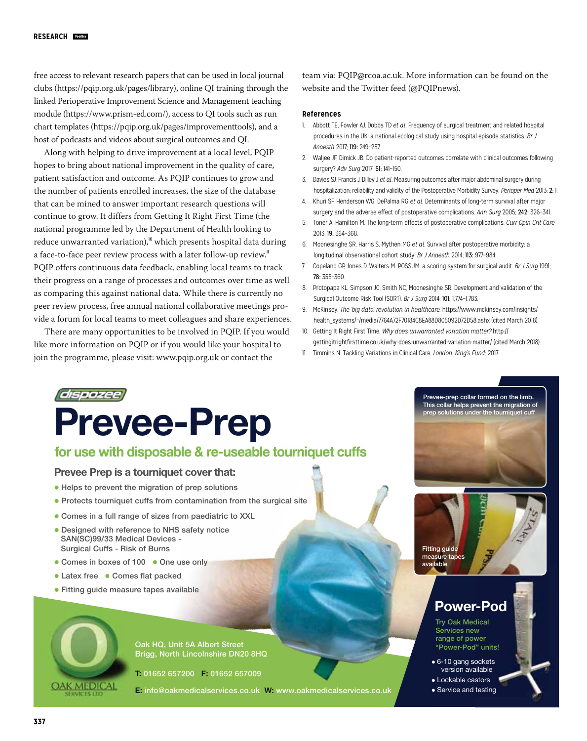free access to relevant research papers that can be used in local journal clubs (https://pqip.org.uk/pages/library), online QI training through the linked Perioperative Improvement Science and Management teaching module (https://www.prism-ed.com/), access to QI tools such as run chart templates (https://pqip.org.uk/pages/improvementtools), and a host of podcasts and videos about surgical outcomes and QI.

Along with helping to drive improvement at a local level, PQIP hopes to bring about national improvement in the quality of care, patient satisfaction and outcome. As PQIP continues to grow and the number of patients enrolled increases, the size of the database that can be mined to answer important research questions will continue to grow. It differs from Getting It Right First Time (the national programme led by the Department of Health looking to reduce unwarranted variation),[10] which presents hospital data during a face-to-face peer review process with a later follow-up review.[11] PQIP offers continuous data feedback, enabling local teams to track their progress on a range of processes and outcomes over time as well as comparing this against national data. While there is currently no peer review process, free annual national collaborative meetings provide a forum for local teams to meet colleagues and share experiences.

There are many opportunities to be involved in PQIP. If you would like more information on PQIP or if you would like your hospital to join the programme, please visit: www.pqip.org.uk or contact the team via: PQIP@rcoa.ac.uk. More information can be found on the website and the Twitter feed (@PQIPnews).

## References

1. Abbott TE, Fowler AJ, Dobbs TD *et al*. Frequency of surgical treatment and related hospital procedures in the UK: a national ecological study using hospital episode statistics. *Br J Anaesth* 2017; **119:** 249–257.
2. Waljee JF, Dimick JB. Do patient-reported outcomes correlate with clinical outcomes following surgery? *Adv Surg* 2017; **51:** 141–150.
3. Davies SJ, Francis J, Dilley J *et al*. Measuring outcomes after major abdominal surgery during hospitalization: reliability and validity of the Postoperative Morbidity Survey. *Perioper Med* 2013; **2:** 1.
4. Khuri SF, Henderson WG, DePalma RG *et al*. Determinants of long-term survival after major surgery and the adverse effect of postoperative complications. *Ann Surg* 2005; **242:** 326–341.
5. Toner A, Hamilton M. The long-term effects of postoperative complications. *Curr Opin Crit Care* 2013; **19:** 364–368.
6. Moonesinghe SR, Harris S, Mythen MG *et al*. Survival after postoperative morbidity: a longitudinal observational cohort study. *Br J Anaesth* 2014; **113:** 977–984.
7. Copeland GP, Jones D, Walters M. POSSUM: a scoring system for surgical audit. *Br J Surg* 1991; **78:** 355–360.
8. Protopapa KL, Simpson JC, Smith NC, Moonesinghe SR. Development and validation of the Surgical Outcome Risk Tool (SORT). *Br J Surg* 2014; **101:** 1,774–1,783.
9. McKinsey. *The 'big data' revolution in healthcare*. https://www.mckinsey.com/insights/health_systems/~/media/7764A72F70184C8EA88D805092D72D58.ashx (cited March 2018).
10. Getting It Right First Time. *Why does unwarranted variation matter?* http://gettingitrightfirsttime.co.uk/why-does-unwarranted-variation-matter/ (cited March 2018).
11. Timmins N. Tackling Variations in Clinical Care. *London: King's Fund*; 2017.

dispozee

# Prevee-Prep

## for use with disposable & re-useable tourniquet cuffs

**Prevee Prep is a tourniquet cover that:**

- Helps to prevent the migration of prep solutions
- Protects tourniquet cuffs from contamination from the surgical site
- Comes in a full range of sizes from paediatric to XXL
- Designed with reference to NHS safety notice SAN(SC)99/33 Medical Devices - Surgical Cuffs - Risk of Burns
- Comes in boxes of 100
- One use only
- Latex free
- Comes flat packed
- Fitting guide measure tapes available

Prevee-prep collar formed on the limb. This collar helps prevent the migration of prep solutions under the tourniquet cuff

Fitting guide measure tapes available

## Power-Pod

Try Oak Medical Services new range of power "Power-Pod" units!

- 6-10 gang sockets version available
- Lockable castors
- Service and testing

OAK MEDICAL SERVICES LTD

Oak HQ, Unit 5A Albert Street
Brigg, North Lincolnshire DN20 8HQ

**T:** 01652 657200 **F:** 01652 657009

**E:** info@oakmedicalservices.co.uk **W:** www.oakmedicalservices.co.uk